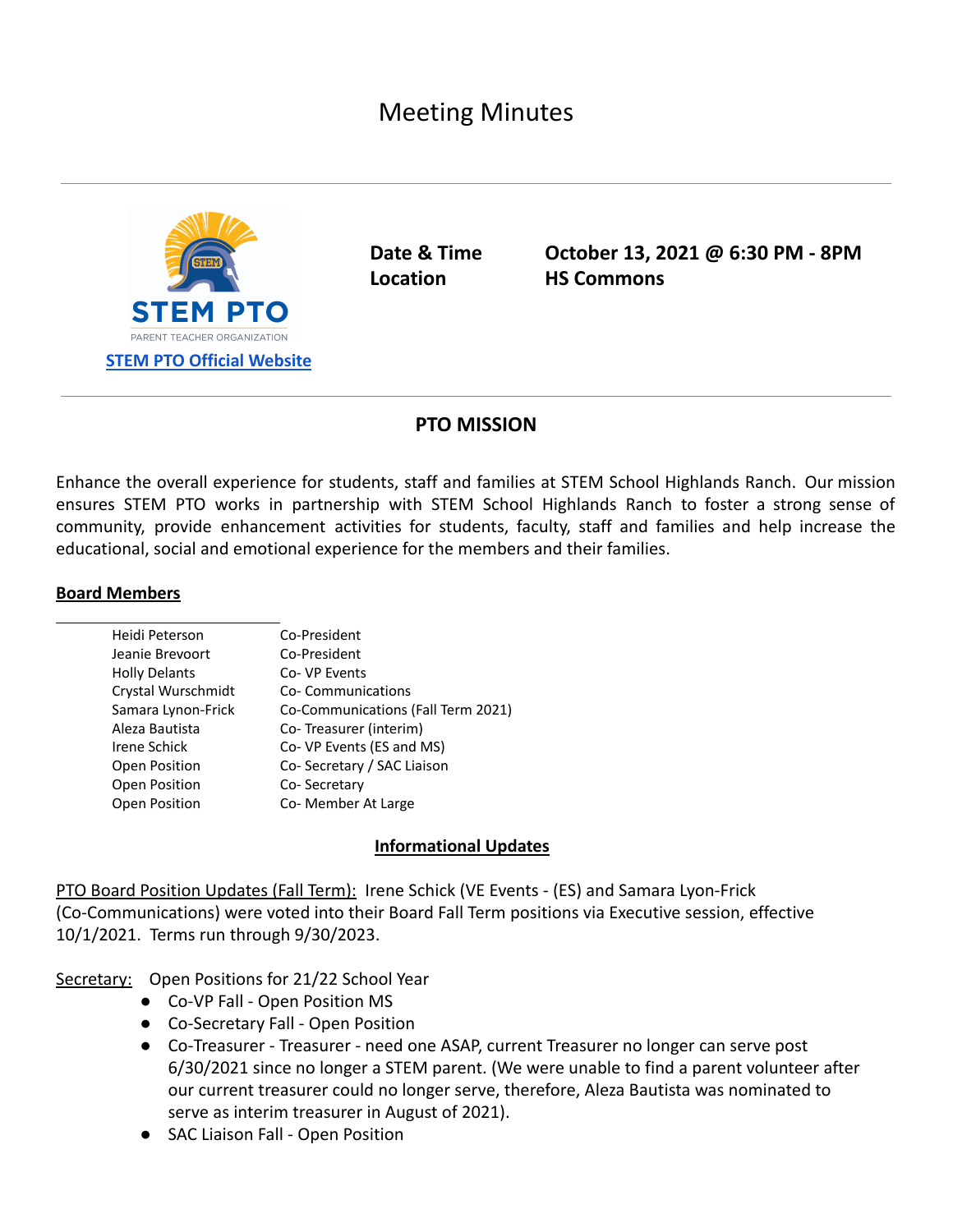# Meeting Minutes

STEM PTO

PARENT TEACHER ORGANIZATION

[STEM PTO Official Website]

| | |
|---|---|
| **Date & Time** | **October 13, 2021 @ 6:30 PM - 8PM** |
| **Location** | **HS Commons** |

## PTO MISSION

Enhance the overall experience for students, staff and families at STEM School Highlands Ranch. Our mission ensures STEM PTO works in partnership with STEM School Highlands Ranch to foster a strong sense of community, provide enhancement activities for students, faculty, staff and families and help increase the educational, social and emotional experience for the members and their families.

**Board Members**

| | |
|---|---|
| Heidi Peterson | Co-President |
| Jeanie Brevoort | Co-President |
| Holly Delants | Co- VP Events |
| Crystal Wurschmidt | Co- Communications |
| Samara Lynon-Frick | Co-Communications (Fall Term 2021) |
| Aleza Bautista | Co- Treasurer (interim) |
| Irene Schick | Co- VP Events (ES and MS) |
| Open Position | Co- Secretary / SAC Liaison |
| Open Position | Co- Secretary |
| Open Position | Co- Member At Large |

**Informational Updates**

PTO Board Position Updates (Fall Term): Irene Schick (VE Events - (ES) and Samara Lyon-Frick (Co-Communications) were voted into their Board Fall Term positions via Executive session, effective 10/1/2021. Terms run through 9/30/2023.

Secretary: Open Positions for 21/22 School Year

- Co-VP Fall - Open Position MS
- Co-Secretary Fall - Open Position
- Co-Treasurer - Treasurer - need one ASAP, current Treasurer no longer can serve post 6/30/2021 since no longer a STEM parent. (We were unable to find a parent volunteer after our current treasurer could no longer serve, therefore, Aleza Bautista was nominated to serve as interim treasurer in August of 2021).
- SAC Liaison Fall - Open Position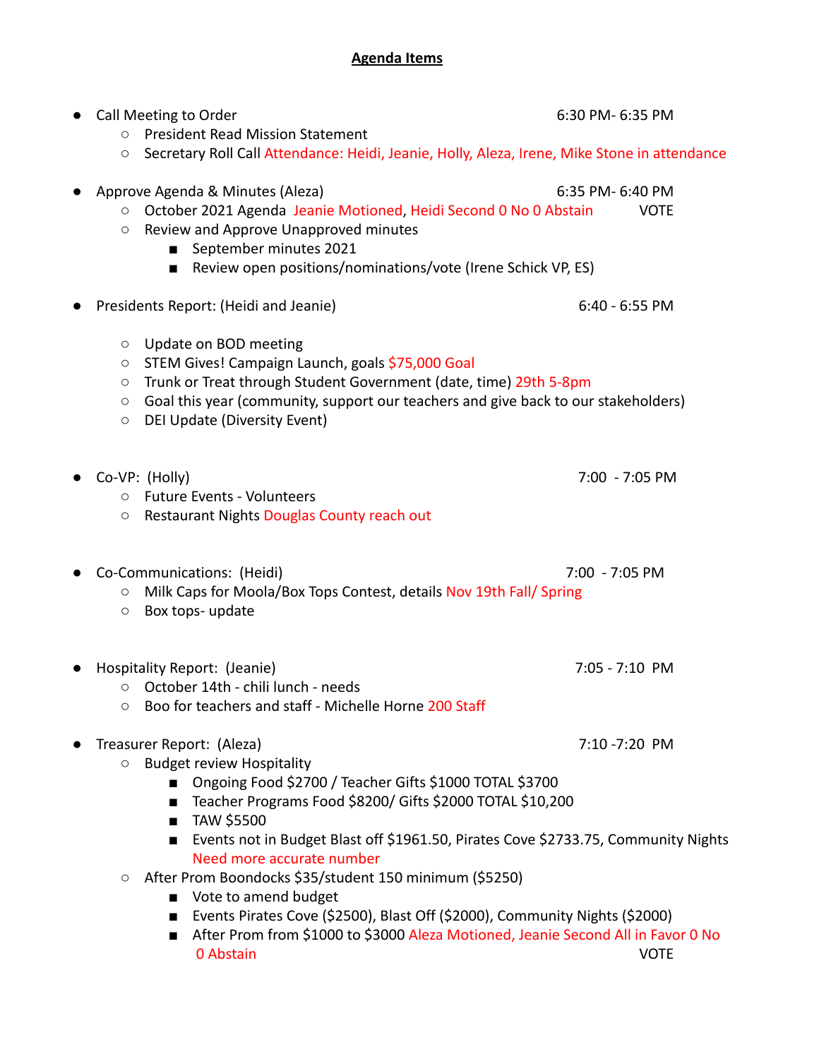**Agenda Items**

- Call Meeting to Order 6:30 PM- 6:35 PM
  - President Read Mission Statement
  - Secretary Roll Call Attendance: Heidi, Jeanie, Holly, Aleza, Irene, Mike Stone in attendance

- Approve Agenda & Minutes (Aleza) 6:35 PM- 6:40 PM
  - October 2021 Agenda Jeanie Motioned, Heidi Second 0 No 0 Abstain VOTE
  - Review and Approve Unapproved minutes
    - September minutes 2021
    - Review open positions/nominations/vote (Irene Schick VP, ES)

- Presidents Report: (Heidi and Jeanie) 6:40 - 6:55 PM
  - Update on BOD meeting
  - STEM Gives! Campaign Launch, goals $75,000 Goal
  - Trunk or Treat through Student Government (date, time) 29th 5-8pm
  - Goal this year (community, support our teachers and give back to our stakeholders)
  - DEI Update (Diversity Event)

- Co-VP: (Holly) 7:00 - 7:05 PM
  - Future Events - Volunteers
  - Restaurant Nights Douglas County reach out

- Co-Communications: (Heidi) 7:00 - 7:05 PM
  - Milk Caps for Moola/Box Tops Contest, details Nov 19th Fall/ Spring
  - Box tops- update

- Hospitality Report: (Jeanie) 7:05 - 7:10 PM
  - October 14th - chili lunch - needs
  - Boo for teachers and staff - Michelle Horne 200 Staff

- Treasurer Report: (Aleza) 7:10 -7:20 PM
  - Budget review Hospitality
    - Ongoing Food $2700 / Teacher Gifts $1000 TOTAL $3700
    - Teacher Programs Food $8200/ Gifts $2000 TOTAL $10,200
    - TAW $5500
    - Events not in Budget Blast off $1961.50, Pirates Cove $2733.75, Community Nights Need more accurate number
  - After Prom Boondocks $35/student 150 minimum ($5250)
    - Vote to amend budget
    - Events Pirates Cove ($2500), Blast Off ($2000), Community Nights ($2000)
    - After Prom from $1000 to $3000 Aleza Motioned, Jeanie Second All in Favor 0 No 0 Abstain VOTE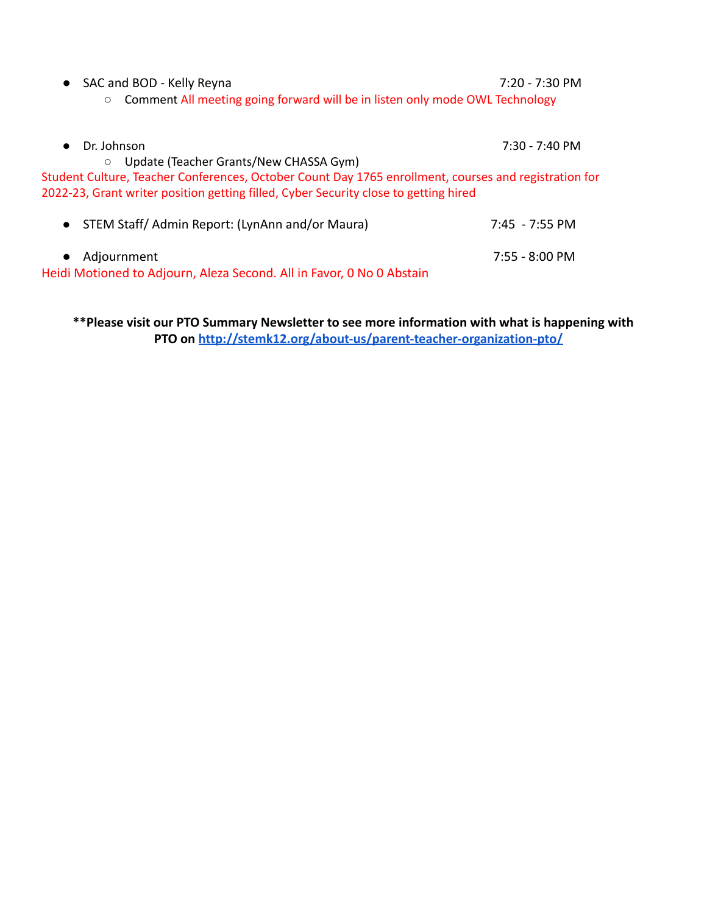- SAC and BOD - Kelly Reyna 7:20 - 7:30 PM
  - Comment All meeting going forward will be in listen only mode OWL Technology

- Dr. Johnson 7:30 - 7:40 PM
  - Update (Teacher Grants/New CHASSA Gym)

Student Culture, Teacher Conferences, October Count Day 1765 enrollment, courses and registration for 2022-23, Grant writer position getting filled, Cyber Security close to getting hired

- STEM Staff/ Admin Report: (LynAnn and/or Maura) 7:45 - 7:55 PM

- Adjournment 7:55 - 8:00 PM

Heidi Motioned to Adjourn, Aleza Second. All in Favor, 0 No 0 Abstain

**\*\*Please visit our PTO Summary Newsletter to see more information with what is happening with PTO on [http://stemk12.org/about-us/parent-teacher-organization-pto/](http://stemk12.org/about-us/parent-teacher-organization-pto/)**